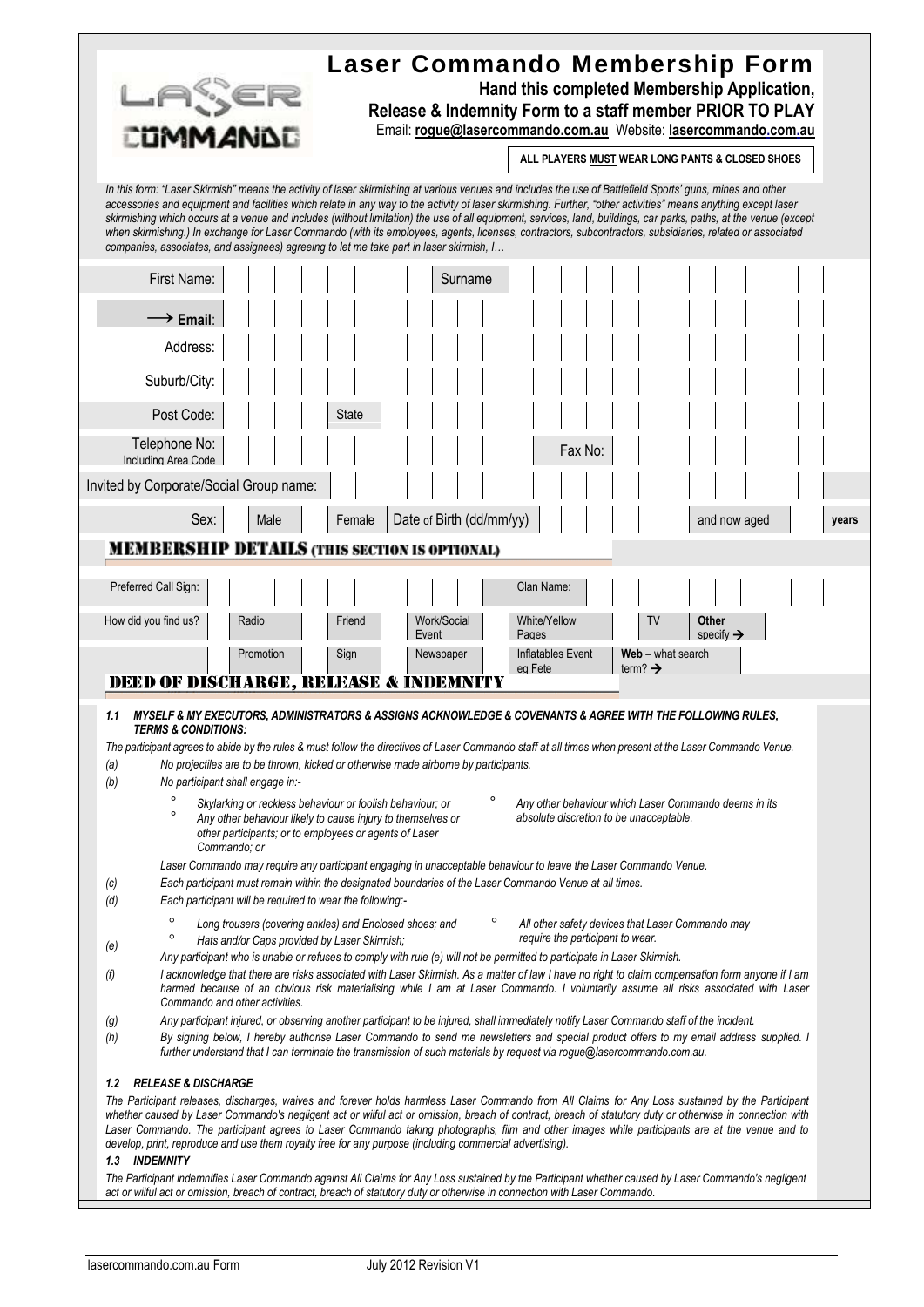# Laser Commando Membership Form

**Hand this completed Membership Application, Release & Indemnity Form to a staff member PRIOR TO PLAY**

Email: **rogue@lasercommando.com.au** Website: **lasercommando.com.au**

**ALL PLAYERS MUST WEAR LONG PANTS & CLOSED SHOES**

*In this form: "Laser Skirmish" means the activity of laser skirmishing at various venues and includes the use of Battlefield Sports' guns, mines and other accessories and equipment and facilities which relate in any way to the activity of laser skirmishing. Further, "other activities" means anything except laser skirmishing which occurs at a venue and includes (without limitation) the use of all equipment, services, land, buildings, car parks, paths, at the venue (except when skirmishing.) In exchange for Laser Commando (with its employees, agents, licenses, contractors, subcontractors, subsidiaries, related or associated companies, associates, and assignees) agreeing to let me take part in laser skirmish, I…*

| | | | |
|---|---|---|---|
| First Name: | | Surname | |
| → **Email**: | | | |
| Address: | | | |
| Suburb/City: | | | |
| Post Code: | | State | |
| Telephone No: Including Area Code | | Fax No: | |
| Invited by Corporate/Social Group name: | | | |
| Sex: | Male / Female | Date of Birth (dd/mm/yy) | and now aged ___ years |

## MEMBERSHIP DETAILS (THIS SECTION IS OPTIONAL)

| | | | | | | | |
|---|---|---|---|---|---|---|---|
| Preferred Call Sign: | | | | Clan Name: | | | |
| How did you find us? | Radio | Friend | Work/Social Event | White/Yellow Pages | TV | **Other** specify → | |
| | Promotion | Sign | Newspaper | Inflatables Event eg Fete | **Web** – what search term? → | | |

## DEED OF DISCHARGE, RELEASE & INDEMNITY

**1.1 *MYSELF & MY EXECUTORS, ADMINISTRATORS & ASSIGNS ACKNOWLEDGE & COVENANTS & AGREE WITH THE FOLLOWING RULES, TERMS & CONDITIONS:***

*The participant agrees to abide by the rules & must follow the directives of Laser Commando staff at all times when present at the Laser Commando Venue.*

(a) *No projectiles are to be thrown, kicked or otherwise made airborne by participants.*

(b) *No participant shall engage in:-*
- *Skylarking or reckless behaviour or foolish behaviour; or*
- *Any other behaviour likely to cause injury to themselves or other participants; or to employees or agents of Laser Commando; or*
- *Any other behaviour which Laser Commando deems in its absolute discretion to be unacceptable.*

*Laser Commando may require any participant engaging in unacceptable behaviour to leave the Laser Commando Venue.*

(c) *Each participant must remain within the designated boundaries of the Laser Commando Venue at all times.*

(d) *Each participant will be required to wear the following:-*
- *Long trousers (covering ankles) and Enclosed shoes; and*
- *Hats and/or Caps provided by Laser Skirmish;*
- *All other safety devices that Laser Commando may require the participant to wear.*

(e) *Any participant who is unable or refuses to comply with rule (e) will not be permitted to participate in Laser Skirmish.*

(f) *I acknowledge that there are risks associated with Laser Skirmish. As a matter of law I have no right to claim compensation form anyone if I am harmed because of an obvious risk materialising while I am at Laser Commando. I voluntarily assume all risks associated with Laser Commando and other activities.*

(g) *Any participant injured, or observing another participant to be injured, shall immediately notify Laser Commando staff of the incident.*

(h) *By signing below, I hereby authorise Laser Commando to send me newsletters and special product offers to my email address supplied. I further understand that I can terminate the transmission of such materials by request via rogue@lasercommando.com.au.*

**1.2 *RELEASE & DISCHARGE***

*The Participant releases, discharges, waives and forever holds harmless Laser Commando from All Claims for Any Loss sustained by the Participant whether caused by Laser Commando's negligent act or wilful act or omission, breach of contract, breach of statutory duty or otherwise in connection with Laser Commando. The participant agrees to Laser Commando taking photographs, film and other images while participants are at the venue and to develop, print, reproduce and use them royalty free for any purpose (including commercial advertising).*

**1.3 *INDEMNITY***

*The Participant indemnifies Laser Commando against All Claims for Any Loss sustained by the Participant whether caused by Laser Commando's negligent act or wilful act or omission, breach of contract, breach of statutory duty or otherwise in connection with Laser Commando.*

lasercommando.com.au Form July 2012 Revision V1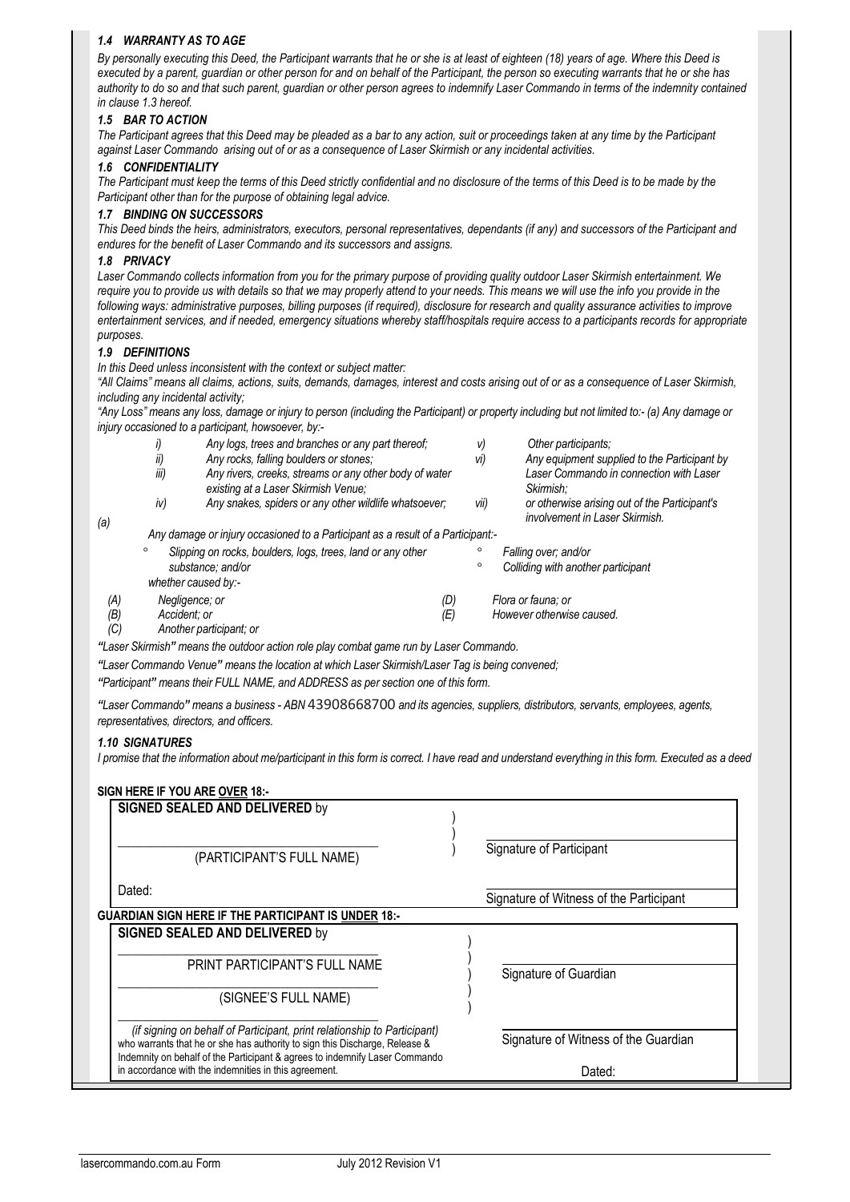### *1.4 WARRANTY AS TO AGE*

*By personally executing this Deed, the Participant warrants that he or she is at least of eighteen (18) years of age. Where this Deed is executed by a parent, guardian or other person for and on behalf of the Participant, the person so executing warrants that he or she has authority to do so and that such parent, guardian or other person agrees to indemnify Laser Commando in terms of the indemnity contained in clause 1.3 hereof.*

### *1.5 BAR TO ACTION*

*The Participant agrees that this Deed may be pleaded as a bar to any action, suit or proceedings taken at any time by the Participant against Laser Commando arising out of or as a consequence of Laser Skirmish or any incidental activities.*

### *1.6 CONFIDENTIALITY*

*The Participant must keep the terms of this Deed strictly confidential and no disclosure of the terms of this Deed is to be made by the Participant other than for the purpose of obtaining legal advice.*

### *1.7 BINDING ON SUCCESSORS*

*This Deed binds the heirs, administrators, executors, personal representatives, dependants (if any) and successors of the Participant and endures for the benefit of Laser Commando and its successors and assigns.*

### *1.8 PRIVACY*

*Laser Commando collects information from you for the primary purpose of providing quality outdoor Laser Skirmish entertainment. We require you to provide us with details so that we may properly attend to your needs. This means we will use the info you provide in the following ways: administrative purposes, billing purposes (if required), disclosure for research and quality assurance activities to improve entertainment services, and if needed, emergency situations whereby staff/hospitals require access to a participants records for appropriate purposes.*

### *1.9 DEFINITIONS*

*In this Deed unless inconsistent with the context or subject matter:*

*"All Claims" means all claims, actions, suits, demands, damages, interest and costs arising out of or as a consequence of Laser Skirmish, including any incidental activity;*

*"Any Loss" means any loss, damage or injury to person (including the Participant) or property including but not limited to:- (a) Any damage or injury occasioned to a participant, howsoever, by:-*

- *i) Any logs, trees and branches or any part thereof;*
- *ii) Any rocks, falling boulders or stones;*
- *iii) Any rivers, creeks, streams or any other body of water existing at a Laser Skirmish Venue;*
- *iv) Any snakes, spiders or any other wildlife whatsoever;*
- *v) Other participants;*
- *vi) Any equipment supplied to the Participant by Laser Commando in connection with Laser Skirmish;*
- *vii) or otherwise arising out of the Participant's involvement in Laser Skirmish.*

*(a) Any damage or injury occasioned to a Participant as a result of a Participant:-*

- *Slipping on rocks, boulders, logs, trees, land or any other substance; and/or*
- *Falling over; and/or*
- *Colliding with another participant*

*whether caused by:-*

- *(A) Negligence; or*
- *(B) Accident; or*
- *(C) Another participant; or*
- *(D) Flora or fauna; or*
- *(E) However otherwise caused.*

*"Laser Skirmish" means the outdoor action role play combat game run by Laser Commando.*

*"Laser Commando Venue" means the location at which Laser Skirmish/Laser Tag is being convened;*

*"Participant" means their FULL NAME, and ADDRESS as per section one of this form.*

*"Laser Commando" means a business - ABN 43908668700 and its agencies, suppliers, distributors, servants, employees, agents, representatives, directors, and officers.*

### *1.10 SIGNATURES*

*I promise that the information about me/participant in this form is correct. I have read and understand everything in this form. Executed as a deed*

**SIGN HERE IF YOU ARE OVER 18:-**

**SIGNED SEALED AND DELIVERED** by

\_\_\_\_\_\_\_\_\_\_\_\_\_\_\_\_\_\_\_\_\_\_\_\_\_\_\_\_\_\_

(PARTICIPANT'S FULL NAME)

Dated:

\_\_\_\_\_\_\_\_\_\_\_\_\_\_\_\_\_\_\_\_\_\_\_\_\_\_\_\_\_\_ Signature of Participant

\_\_\_\_\_\_\_\_\_\_\_\_\_\_\_\_\_\_\_\_\_\_\_\_\_\_\_\_\_\_ Signature of Witness of the Participant

**GUARDIAN SIGN HERE IF THE PARTICIPANT IS UNDER 18:-**

**SIGNED SEALED AND DELIVERED** by

\_\_\_\_\_\_\_\_\_\_\_\_\_\_\_\_\_\_\_\_\_\_\_\_\_\_\_\_\_\_

PRINT PARTICIPANT'S FULL NAME

\_\_\_\_\_\_\_\_\_\_\_\_\_\_\_\_\_\_\_\_\_\_\_\_\_\_\_\_\_\_

(SIGNEE'S FULL NAME)

\_\_\_\_\_\_\_\_\_\_\_\_\_\_\_\_\_\_\_\_\_\_\_\_\_\_\_\_\_\_

*(if signing on behalf of Participant, print relationship to Participant)*

who warrants that he or she has authority to sign this Discharge, Release & Indemnity on behalf of the Participant & agrees to indemnify Laser Commando in accordance with the indemnities in this agreement.

\_\_\_\_\_\_\_\_\_\_\_\_\_\_\_\_\_\_\_\_\_\_\_\_\_\_\_\_\_\_ Signature of Guardian

\_\_\_\_\_\_\_\_\_\_\_\_\_\_\_\_\_\_\_\_\_\_\_\_\_\_\_\_\_\_ Signature of Witness of the Guardian

Dated:

lasercommando.com.au Form July 2012 Revision V1